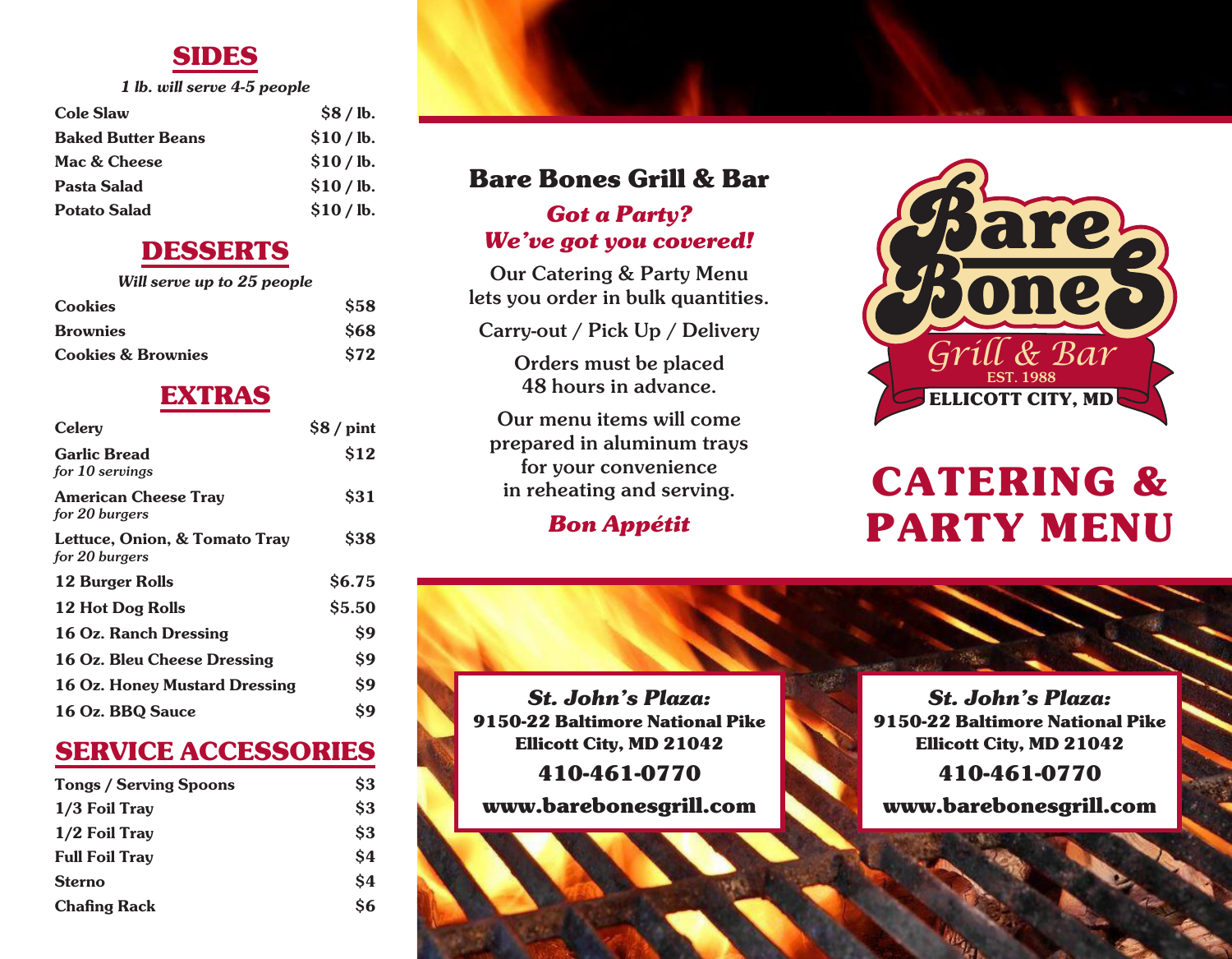## SIDES

*1 lb. will serve 4-5 people*

| Item | Price |
|---|---|
| Cole Slaw | $8 / lb. |
| Baked Butter Beans | $10 / lb. |
| Mac & Cheese | $10 / lb. |
| Pasta Salad | $10 / lb. |
| Potato Salad | $10 / lb. |

## DESSERTS

*Will serve up to 25 people*

| Item | Price |
|---|---|
| Cookies | $58 |
| Brownies | $68 |
| Cookies & Brownies | $72 |

## EXTRAS

| Item | Price |
|---|---|
| Celery | $8 / pint |
| Garlic Bread *for 10 servings* | $12 |
| American Cheese Tray *for 20 burgers* | $31 |
| Lettuce, Onion, & Tomato Tray *for 20 burgers* | $38 |
| 12 Burger Rolls | $6.75 |
| 12 Hot Dog Rolls | $5.50 |
| 16 Oz. Ranch Dressing | $9 |
| 16 Oz. Bleu Cheese Dressing | $9 |
| 16 Oz. Honey Mustard Dressing | $9 |
| 16 Oz. BBQ Sauce | $9 |

## SERVICE ACCESSORIES

| Item | Price |
|---|---|
| Tongs / Serving Spoons | $3 |
| 1/3 Foil Tray | $3 |
| 1/2 Foil Tray | $3 |
| Full Foil Tray | $4 |
| Sterno | $4 |
| Chafing Rack | $6 |

## Bare Bones Grill & Bar

***Got a Party? We've got you covered!***

Our Catering & Party Menu lets you order in bulk quantities.

Carry-out / Pick Up / Delivery

Orders must be placed 48 hours in advance.

Our menu items will come prepared in aluminum trays for your convenience in reheating and serving.

***Bon Appétit***

**St. John's Plaza:**
**9150-22 Baltimore National Pike**
**Ellicott City, MD 21042**

**410-461-0770**

**www.barebonesgrill.com**

Bare Bones Grill & Bar
EST. 1988
ELLICOTT CITY, MD

# CATERING & PARTY MENU

**St. John's Plaza:**
**9150-22 Baltimore National Pike**
**Ellicott City, MD 21042**

**410-461-0770**

**www.barebonesgrill.com**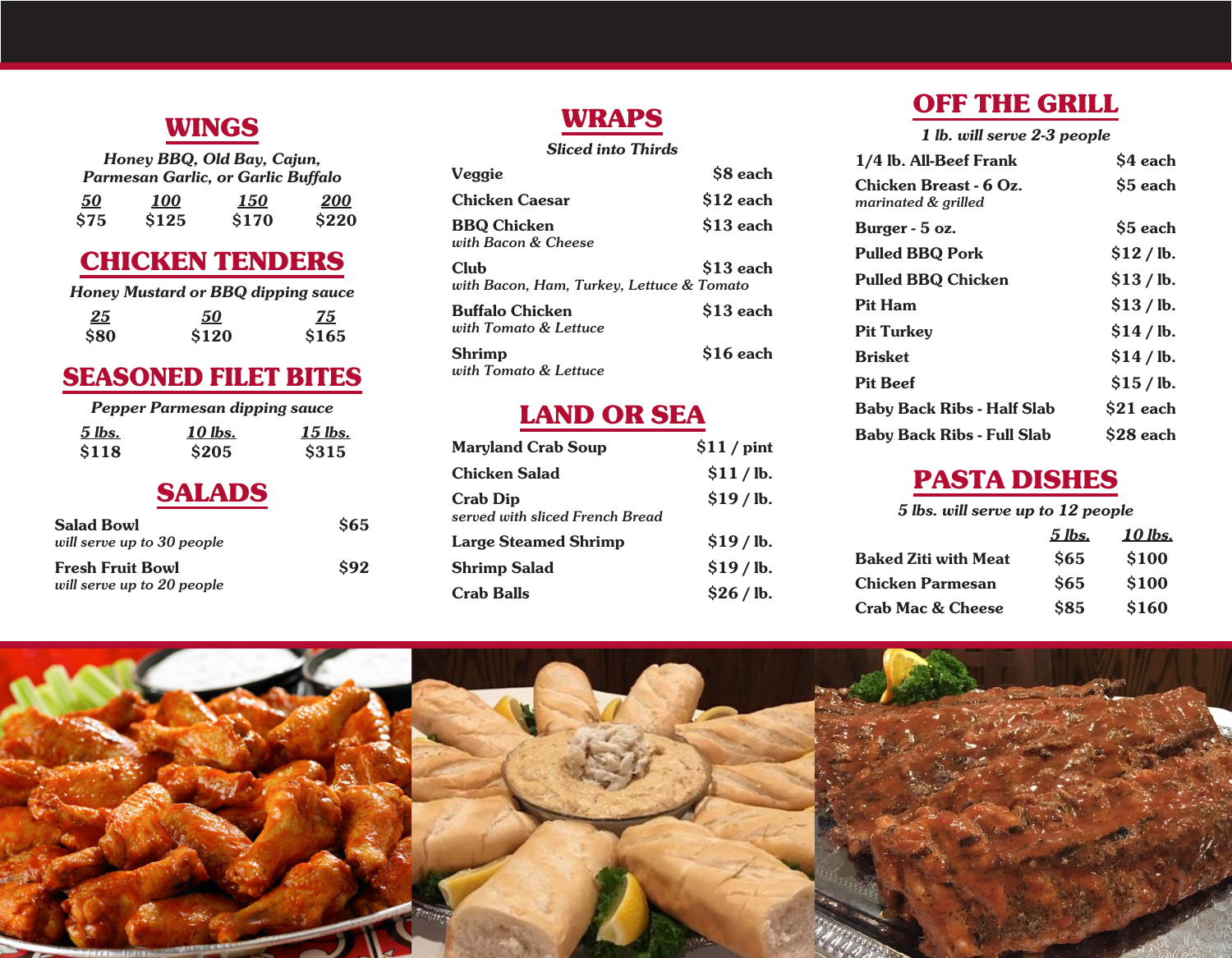## WINGS

*Honey BBQ, Old Bay, Cajun, Parmesan Garlic, or Garlic Buffalo*

| 50 | 100 | 150 | 200 |
|---|---|---|---|
| $75 | $125 | $170 | $220 |

## CHICKEN TENDERS

*Honey Mustard or BBQ dipping sauce*

| 25 | 50 | 75 |
|---|---|---|
| $80 | $120 | $165 |

## SEASONED FILET BITES

*Pepper Parmesan dipping sauce*

| 5 lbs. | 10 lbs. | 15 lbs. |
|---|---|---|
| $118 | $205 | $315 |

## SALADS

| | |
|---|---|
| **Salad Bowl**<br>*will serve up to 30 people* | $65 |
| **Fresh Fruit Bowl**<br>*will serve up to 20 people* | $92 |

## WRAPS

*Sliced into Thirds*

| | |
|---|---|
| **Veggie** | $8 each |
| **Chicken Caesar** | $12 each |
| **BBQ Chicken**<br>*with Bacon & Cheese* | $13 each |
| **Club**<br>*with Bacon, Ham, Turkey, Lettuce & Tomato* | $13 each |
| **Buffalo Chicken**<br>*with Tomato & Lettuce* | $13 each |
| **Shrimp**<br>*with Tomato & Lettuce* | $16 each |

## LAND OR SEA

| | |
|---|---|
| **Maryland Crab Soup** | $11 / pint |
| **Chicken Salad** | $11 / lb. |
| **Crab Dip**<br>*served with sliced French Bread* | $19 / lb. |
| **Large Steamed Shrimp** | $19 / lb. |
| **Shrimp Salad** | $19 / lb. |
| **Crab Balls** | $26 / lb. |

## OFF THE GRILL

*1 lb. will serve 2-3 people*

| | |
|---|---|
| **1/4 lb. All-Beef Frank** | $4 each |
| **Chicken Breast - 6 Oz.**<br>*marinated & grilled* | $5 each |
| **Burger - 5 oz.** | $5 each |
| **Pulled BBQ Pork** | $12 / lb. |
| **Pulled BBQ Chicken** | $13 / lb. |
| **Pit Ham** | $13 / lb. |
| **Pit Turkey** | $14 / lb. |
| **Brisket** | $14 / lb. |
| **Pit Beef** | $15 / lb. |
| **Baby Back Ribs - Half Slab** | $21 each |
| **Baby Back Ribs - Full Slab** | $28 each |

## PASTA DISHES

*5 lbs. will serve up to 12 people*

| | 5 lbs. | 10 lbs. |
|---|---|---|
| **Baked Ziti with Meat** | $65 | $100 |
| **Chicken Parmesan** | $65 | $100 |
| **Crab Mac & Cheese** | $85 | $160 |